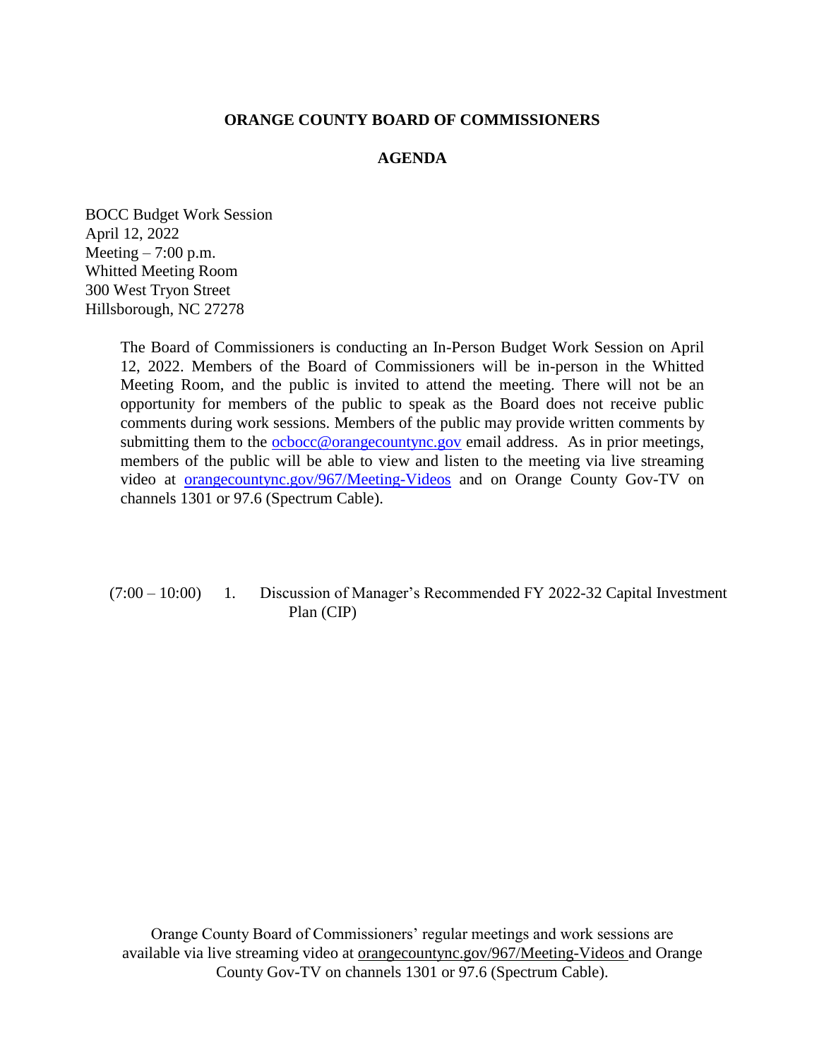# ORANGE COUNTY BOARD OF COMMISSIONERS

## AGENDA

BOCC Budget Work Session
April 12, 2022
Meeting – 7:00 p.m.
Whitted Meeting Room
300 West Tryon Street
Hillsborough, NC 27278

The Board of Commissioners is conducting an In-Person Budget Work Session on April 12, 2022. Members of the Board of Commissioners will be in-person in the Whitted Meeting Room, and the public is invited to attend the meeting. There will not be an opportunity for members of the public to speak as the Board does not receive public comments during work sessions. Members of the public may provide written comments by submitting them to the ocbocc@orangecountync.gov email address. As in prior meetings, members of the public will be able to view and listen to the meeting via live streaming video at orangecountync.gov/967/Meeting-Videos and on Orange County Gov-TV on channels 1301 or 97.6 (Spectrum Cable).

(7:00 – 10:00) 1. Discussion of Manager's Recommended FY 2022-32 Capital Investment Plan (CIP)

Orange County Board of Commissioners' regular meetings and work sessions are available via live streaming video at orangecountync.gov/967/Meeting-Videos and Orange County Gov-TV on channels 1301 or 97.6 (Spectrum Cable).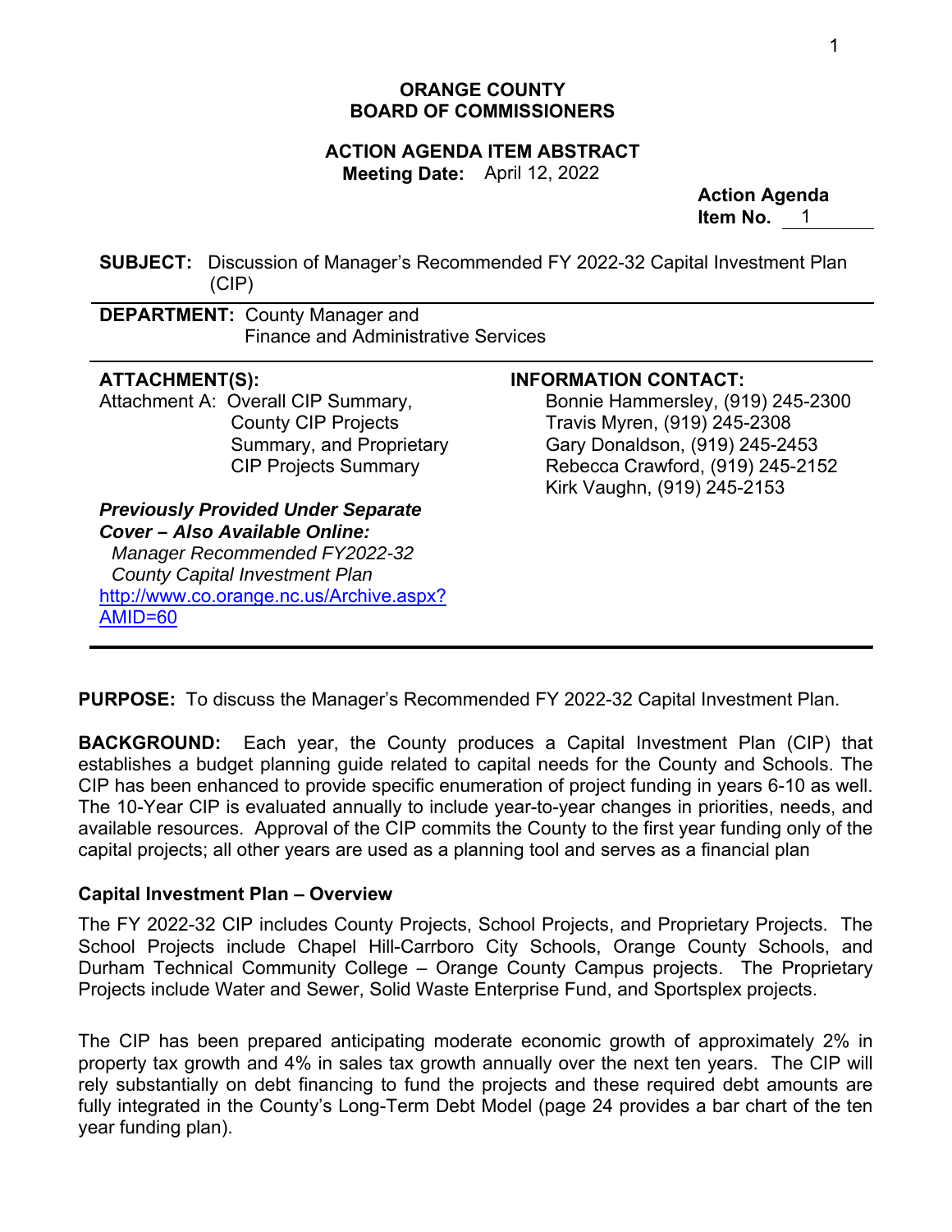**ORANGE COUNTY**
**BOARD OF COMMISSIONERS**

**ACTION AGENDA ITEM ABSTRACT**
**Meeting Date:** April 12, 2022

**Action Agenda**
**Item No.** 1

**SUBJECT:** Discussion of Manager's Recommended FY 2022-32 Capital Investment Plan (CIP)

**DEPARTMENT:** County Manager and Finance and Administrative Services

**ATTACHMENT(S):**
Attachment A: Overall CIP Summary, County CIP Projects Summary, and Proprietary CIP Projects Summary

***Previously Provided Under Separate Cover – Also Available Online:***
*Manager Recommended FY2022-32 County Capital Investment Plan*
http://www.co.orange.nc.us/Archive.aspx?AMID=60

**INFORMATION CONTACT:**
Bonnie Hammersley, (919) 245-2300
Travis Myren, (919) 245-2308
Gary Donaldson, (919) 245-2453
Rebecca Crawford, (919) 245-2152
Kirk Vaughn, (919) 245-2153

**PURPOSE:** To discuss the Manager's Recommended FY 2022-32 Capital Investment Plan.

**BACKGROUND:** Each year, the County produces a Capital Investment Plan (CIP) that establishes a budget planning guide related to capital needs for the County and Schools. The CIP has been enhanced to provide specific enumeration of project funding in years 6-10 as well. The 10-Year CIP is evaluated annually to include year-to-year changes in priorities, needs, and available resources. Approval of the CIP commits the County to the first year funding only of the capital projects; all other years are used as a planning tool and serves as a financial plan

**Capital Investment Plan – Overview**

The FY 2022-32 CIP includes County Projects, School Projects, and Proprietary Projects. The School Projects include Chapel Hill-Carrboro City Schools, Orange County Schools, and Durham Technical Community College – Orange County Campus projects. The Proprietary Projects include Water and Sewer, Solid Waste Enterprise Fund, and Sportsplex projects.

The CIP has been prepared anticipating moderate economic growth of approximately 2% in property tax growth and 4% in sales tax growth annually over the next ten years. The CIP will rely substantially on debt financing to fund the projects and these required debt amounts are fully integrated in the County's Long-Term Debt Model (page 24 provides a bar chart of the ten year funding plan).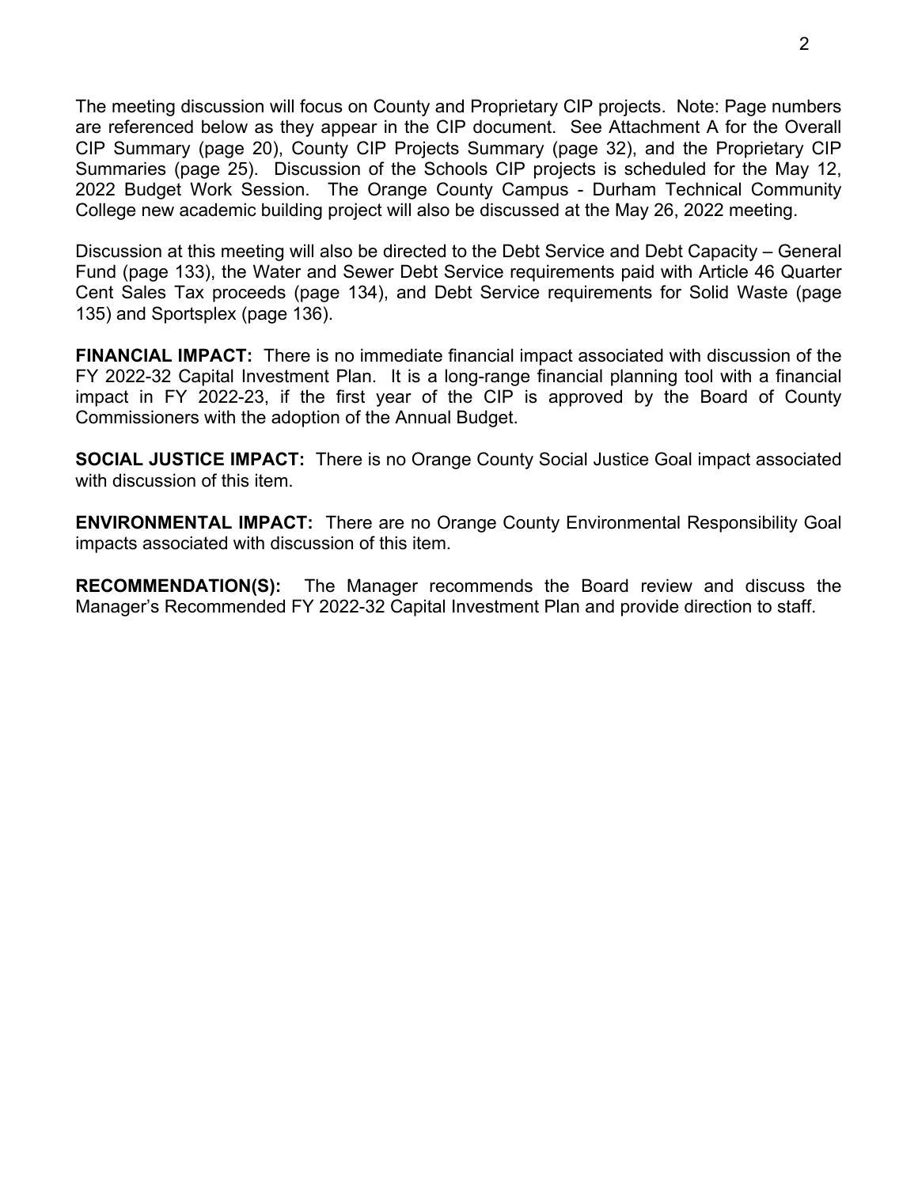The meeting discussion will focus on County and Proprietary CIP projects. Note: Page numbers are referenced below as they appear in the CIP document. See Attachment A for the Overall CIP Summary (page 20), County CIP Projects Summary (page 32), and the Proprietary CIP Summaries (page 25). Discussion of the Schools CIP projects is scheduled for the May 12, 2022 Budget Work Session. The Orange County Campus - Durham Technical Community College new academic building project will also be discussed at the May 26, 2022 meeting.

Discussion at this meeting will also be directed to the Debt Service and Debt Capacity – General Fund (page 133), the Water and Sewer Debt Service requirements paid with Article 46 Quarter Cent Sales Tax proceeds (page 134), and Debt Service requirements for Solid Waste (page 135) and Sportsplex (page 136).

**FINANCIAL IMPACT:** There is no immediate financial impact associated with discussion of the FY 2022-32 Capital Investment Plan. It is a long-range financial planning tool with a financial impact in FY 2022-23, if the first year of the CIP is approved by the Board of County Commissioners with the adoption of the Annual Budget.

**SOCIAL JUSTICE IMPACT:** There is no Orange County Social Justice Goal impact associated with discussion of this item.

**ENVIRONMENTAL IMPACT:** There are no Orange County Environmental Responsibility Goal impacts associated with discussion of this item.

**RECOMMENDATION(S):** The Manager recommends the Board review and discuss the Manager's Recommended FY 2022-32 Capital Investment Plan and provide direction to staff.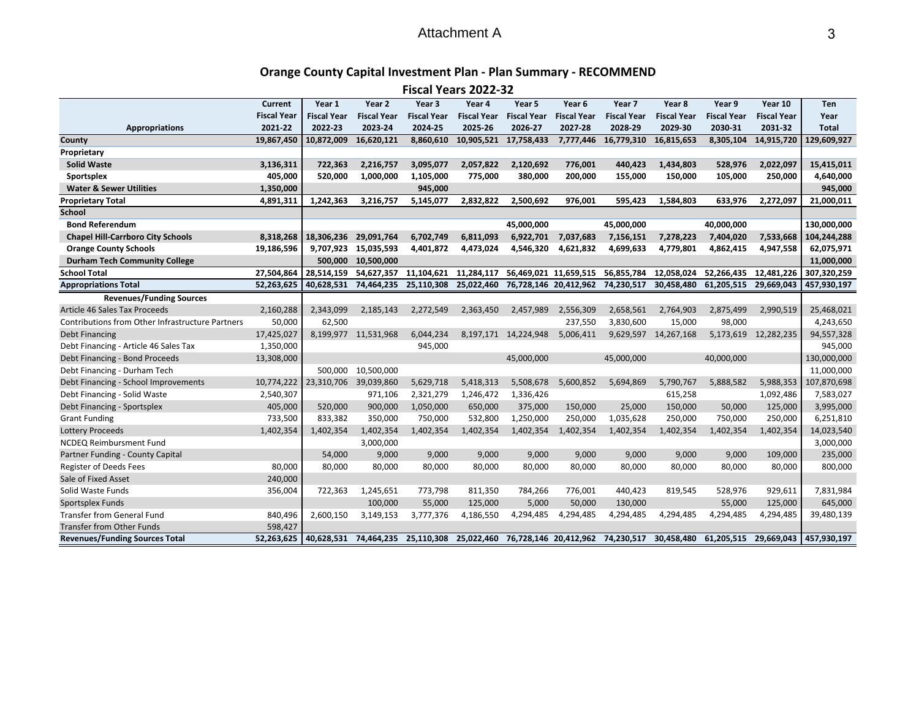Attachment A

## Orange County Capital Investment Plan - Plan Summary - RECOMMEND

### Fiscal Years 2022-32

| Appropriations | Current Fiscal Year 2021-22 | Year 1 Fiscal Year 2022-23 | Year 2 Fiscal Year 2023-24 | Year 3 Fiscal Year 2024-25 | Year 4 Fiscal Year 2025-26 | Year 5 Fiscal Year 2026-27 | Year 6 Fiscal Year 2027-28 | Year 7 Fiscal Year 2028-29 | Year 8 Fiscal Year 2029-30 | Year 9 Fiscal Year 2030-31 | Year 10 Fiscal Year 2031-32 | Ten Year Total |
|---|---|---|---|---|---|---|---|---|---|---|---|---|
| **County** | **19,867,450** | **10,872,009** | **16,620,121** | **8,860,610** | **10,905,521** | **17,758,433** | **7,777,446** | **16,779,310** | **16,815,653** | **8,305,104** | **14,915,720** | **129,609,927** |
| **Proprietary** | | | | | | | | | | | | |
| **Solid Waste** | **3,136,311** | **722,363** | **2,216,757** | **3,095,077** | **2,057,822** | **2,120,692** | **776,001** | **440,423** | **1,434,803** | **528,976** | **2,022,097** | **15,415,011** |
| **Sportsplex** | **405,000** | **520,000** | **1,000,000** | **1,105,000** | **775,000** | **380,000** | **200,000** | **155,000** | **150,000** | **105,000** | **250,000** | **4,640,000** |
| **Water & Sewer Utilities** | **1,350,000** | | | **945,000** | | | | | | | | **945,000** |
| **Proprietary Total** | **4,891,311** | **1,242,363** | **3,216,757** | **5,145,077** | **2,832,822** | **2,500,692** | **976,001** | **595,423** | **1,584,803** | **633,976** | **2,272,097** | **21,000,011** |
| **School** | | | | | | | | | | | | |
| **Bond Referendum** | | | | | | **45,000,000** | | **45,000,000** | | **40,000,000** | | **130,000,000** |
| **Chapel Hill-Carrboro City Schools** | **8,318,268** | **18,306,236** | **29,091,764** | **6,702,749** | **6,811,093** | **6,922,701** | **7,037,683** | **7,156,151** | **7,278,223** | **7,404,020** | **7,533,668** | **104,244,288** |
| **Orange County Schools** | **19,186,596** | **9,707,923** | **15,035,593** | **4,401,872** | **4,473,024** | **4,546,320** | **4,621,832** | **4,699,633** | **4,779,801** | **4,862,415** | **4,947,558** | **62,075,971** |
| **Durham Tech Community College** | | **500,000** | **10,500,000** | | | | | | | | | **11,000,000** |
| **School Total** | **27,504,864** | **28,514,159** | **54,627,357** | **11,104,621** | **11,284,117** | **56,469,021** | **11,659,515** | **56,855,784** | **12,058,024** | **52,266,435** | **12,481,226** | **307,320,259** |
| **Appropriations Total** | **52,263,625** | **40,628,531** | **74,464,235** | **25,110,308** | **25,022,460** | **76,728,146** | **20,412,962** | **74,230,517** | **30,458,480** | **61,205,515** | **29,669,043** | **457,930,197** |
| **Revenues/Funding Sources** | | | | | | | | | | | | |
| Article 46 Sales Tax Proceeds | 2,160,288 | 2,343,099 | 2,185,143 | 2,272,549 | 2,363,450 | 2,457,989 | 2,556,309 | 2,658,561 | 2,764,903 | 2,875,499 | 2,990,519 | 25,468,021 |
| Contributions from Other Infrastructure Partners | 50,000 | 62,500 | | | | | 237,550 | 3,830,600 | 15,000 | 98,000 | | 4,243,650 |
| Debt Financing | 17,425,027 | 8,199,977 | 11,531,968 | 6,044,234 | 8,197,171 | 14,224,948 | 5,006,411 | 9,629,597 | 14,267,168 | 5,173,619 | 12,282,235 | 94,557,328 |
| Debt Financing - Article 46 Sales Tax | 1,350,000 | | | 945,000 | | | | | | | | 945,000 |
| Debt Financing - Bond Proceeds | 13,308,000 | | | | | 45,000,000 | | 45,000,000 | | 40,000,000 | | 130,000,000 |
| Debt Financing - Durham Tech | | 500,000 | 10,500,000 | | | | | | | | | 11,000,000 |
| Debt Financing - School Improvements | 10,774,222 | 23,310,706 | 39,039,860 | 5,629,718 | 5,418,313 | 5,508,678 | 5,600,852 | 5,694,869 | 5,790,767 | 5,888,582 | 5,988,353 | 107,870,698 |
| Debt Financing - Solid Waste | 2,540,307 | | 971,106 | 2,321,279 | 1,246,472 | 1,336,426 | | | 615,258 | | 1,092,486 | 7,583,027 |
| Debt Financing - Sportsplex | 405,000 | 520,000 | 900,000 | 1,050,000 | 650,000 | 375,000 | 150,000 | 25,000 | 150,000 | 50,000 | 125,000 | 3,995,000 |
| Grant Funding | 733,500 | 833,382 | 350,000 | 750,000 | 532,800 | 1,250,000 | 250,000 | 1,035,628 | 250,000 | 750,000 | 250,000 | 6,251,810 |
| Lottery Proceeds | 1,402,354 | 1,402,354 | 1,402,354 | 1,402,354 | 1,402,354 | 1,402,354 | 1,402,354 | 1,402,354 | 1,402,354 | 1,402,354 | 1,402,354 | 14,023,540 |
| NCDEQ Reimbursment Fund | | | 3,000,000 | | | | | | | | | 3,000,000 |
| Partner Funding - County Capital | | 54,000 | 9,000 | 9,000 | 9,000 | 9,000 | 9,000 | 9,000 | 9,000 | 9,000 | 109,000 | 235,000 |
| Register of Deeds Fees | 80,000 | 80,000 | 80,000 | 80,000 | 80,000 | 80,000 | 80,000 | 80,000 | 80,000 | 80,000 | 80,000 | 800,000 |
| Sale of Fixed Asset | 240,000 | | | | | | | | | | | |
| Solid Waste Funds | 356,004 | 722,363 | 1,245,651 | 773,798 | 811,350 | 784,266 | 776,001 | 440,423 | 819,545 | 528,976 | 929,611 | 7,831,984 |
| Sportsplex Funds | | | 100,000 | 55,000 | 125,000 | 5,000 | 50,000 | 130,000 | | 55,000 | 125,000 | 645,000 |
| Transfer from General Fund | 840,496 | 2,600,150 | 3,149,153 | 3,777,376 | 4,186,550 | 4,294,485 | 4,294,485 | 4,294,485 | 4,294,485 | 4,294,485 | 4,294,485 | 39,480,139 |
| Transfer from Other Funds | 598,427 | | | | | | | | | | | |
| **Revenues/Funding Sources Total** | **52,263,625** | **40,628,531** | **74,464,235** | **25,110,308** | **25,022,460** | **76,728,146** | **20,412,962** | **74,230,517** | **30,458,480** | **61,205,515** | **29,669,043** | **457,930,197** |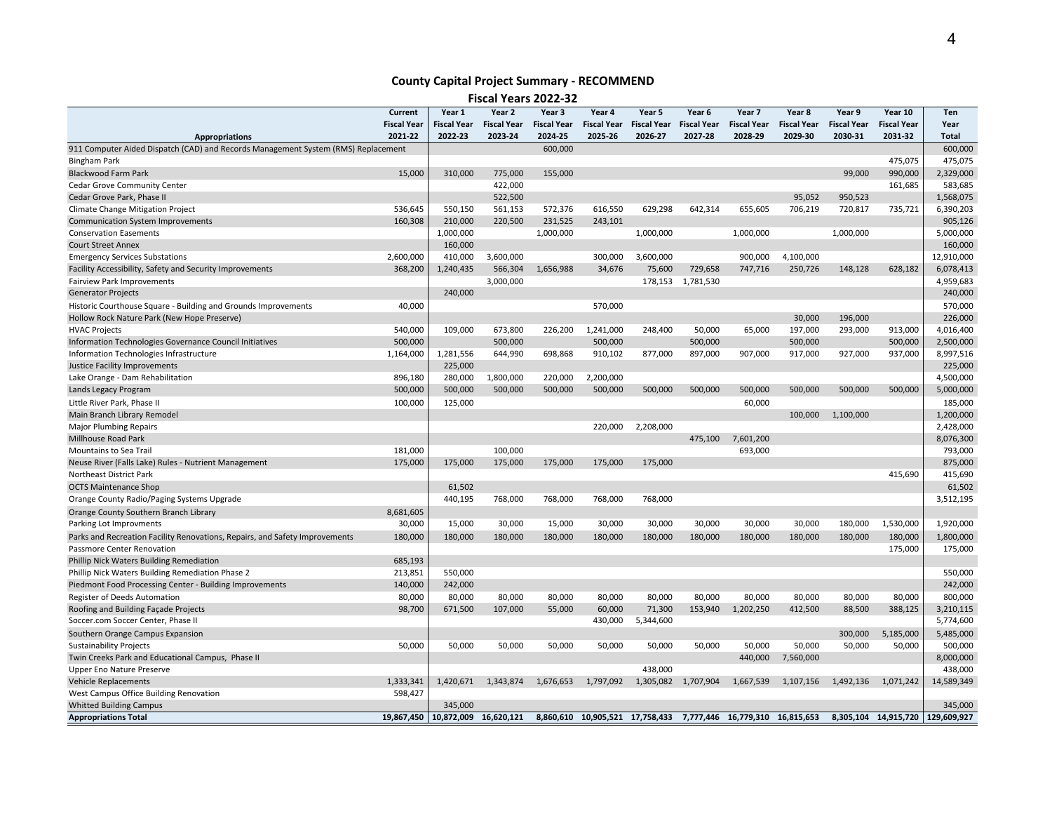## County Capital Project Summary - RECOMMEND

### Fiscal Years 2022-32

| Appropriations | Current Fiscal Year 2021-22 | Year 1 Fiscal Year 2022-23 | Year 2 Fiscal Year 2023-24 | Year 3 Fiscal Year 2024-25 | Year 4 Fiscal Year 2025-26 | Year 5 Fiscal Year 2026-27 | Year 6 Fiscal Year 2027-28 | Year 7 Fiscal Year 2028-29 | Year 8 Fiscal Year 2029-30 | Year 9 Fiscal Year 2030-31 | Year 10 Fiscal Year 2031-32 | Ten Year Total |
|---|---|---|---|---|---|---|---|---|---|---|---|---|
| 911 Computer Aided Dispatch (CAD) and Records Management System (RMS) Replacement | | | | 600,000 | | | | | | | | 600,000 |
| Bingham Park | | | | | | | | | | | 475,075 | 475,075 |
| Blackwood Farm Park | 15,000 | 310,000 | 775,000 | 155,000 | | | | | | 99,000 | 990,000 | 2,329,000 |
| Cedar Grove Community Center | | | 422,000 | | | | | | | | 161,685 | 583,685 |
| Cedar Grove Park, Phase II | | | 522,500 | | | | | | 95,052 | 950,523 | | 1,568,075 |
| Climate Change Mitigation Project | 536,645 | 550,150 | 561,153 | 572,376 | 616,550 | 629,298 | 642,314 | 655,605 | 706,219 | 720,817 | 735,721 | 6,390,203 |
| Communication System Improvements | 160,308 | 210,000 | 220,500 | 231,525 | 243,101 | | | | | | | 905,126 |
| Conservation Easements | | 1,000,000 | | 1,000,000 | | 1,000,000 | | 1,000,000 | | 1,000,000 | | 5,000,000 |
| Court Street Annex | | 160,000 | | | | | | | | | | 160,000 |
| Emergency Services Substations | 2,600,000 | 410,000 | 3,600,000 | | 300,000 | 3,600,000 | | 900,000 | 4,100,000 | | | 12,910,000 |
| Facility Accessibility, Safety and Security Improvements | 368,200 | 1,240,435 | 566,304 | 1,656,988 | 34,676 | 75,600 | 729,658 | 747,716 | 250,726 | 148,128 | 628,182 | 6,078,413 |
| Fairview Park Improvements | | | 3,000,000 | | | 178,153 | 1,781,530 | | | | | 4,959,683 |
| Generator Projects | | 240,000 | | | | | | | | | | 240,000 |
| Historic Courthouse Square - Building and Grounds Improvements | 40,000 | | | | 570,000 | | | | | | | 570,000 |
| Hollow Rock Nature Park (New Hope Preserve) | | | | | | | | | 30,000 | 196,000 | | 226,000 |
| HVAC Projects | 540,000 | 109,000 | 673,800 | 226,200 | 1,241,000 | 248,400 | 50,000 | 65,000 | 197,000 | 293,000 | 913,000 | 4,016,400 |
| Information Technologies Governance Council Initiatives | 500,000 | | 500,000 | | 500,000 | | 500,000 | | 500,000 | | 500,000 | 2,500,000 |
| Information Technologies Infrastructure | 1,164,000 | 1,281,556 | 644,990 | 698,868 | 910,102 | 877,000 | 897,000 | 907,000 | 917,000 | 927,000 | 937,000 | 8,997,516 |
| Justice Facility Improvements | | 225,000 | | | | | | | | | | 225,000 |
| Lake Orange - Dam Rehabilitation | 896,180 | 280,000 | 1,800,000 | 220,000 | 2,200,000 | | | | | | | 4,500,000 |
| Lands Legacy Program | 500,000 | 500,000 | 500,000 | 500,000 | 500,000 | 500,000 | 500,000 | 500,000 | 500,000 | 500,000 | 500,000 | 5,000,000 |
| Little River Park, Phase II | 100,000 | 125,000 | | | | | | 60,000 | | | | 185,000 |
| Main Branch Library Remodel | | | | | | | | | 100,000 | 1,100,000 | | 1,200,000 |
| Major Plumbing Repairs | | | | | 220,000 | 2,208,000 | | | | | | 2,428,000 |
| Millhouse Road Park | | | | | | | 475,100 | 7,601,200 | | | | 8,076,300 |
| Mountains to Sea Trail | 181,000 | | 100,000 | | | | | 693,000 | | | | 793,000 |
| Neuse River (Falls Lake) Rules - Nutrient Management | 175,000 | 175,000 | 175,000 | 175,000 | 175,000 | 175,000 | | | | | | 875,000 |
| Northeast District Park | | | | | | | | | | | 415,690 | 415,690 |
| OCTS Maintenance Shop | | 61,502 | | | | | | | | | | 61,502 |
| Orange County Radio/Paging Systems Upgrade | | 440,195 | 768,000 | 768,000 | 768,000 | 768,000 | | | | | | 3,512,195 |
| Orange County Southern Branch Library | 8,681,605 | | | | | | | | | | | |
| Parking Lot Improvments | 30,000 | 15,000 | 30,000 | 15,000 | 30,000 | 30,000 | 30,000 | 30,000 | 30,000 | 180,000 | 1,530,000 | 1,920,000 |
| Parks and Recreation Facility Renovations, Repairs, and Safety Improvements | 180,000 | 180,000 | 180,000 | 180,000 | 180,000 | 180,000 | 180,000 | 180,000 | 180,000 | 180,000 | 180,000 | 1,800,000 |
| Passmore Center Renovation | | | | | | | | | | | 175,000 | 175,000 |
| Phillip Nick Waters Building Remediation | 685,193 | | | | | | | | | | | |
| Phillip Nick Waters Building Remediation Phase 2 | 213,851 | 550,000 | | | | | | | | | | 550,000 |
| Piedmont Food Processing Center - Building Improvements | 140,000 | 242,000 | | | | | | | | | | 242,000 |
| Register of Deeds Automation | 80,000 | 80,000 | 80,000 | 80,000 | 80,000 | 80,000 | 80,000 | 80,000 | 80,000 | 80,000 | 80,000 | 800,000 |
| Roofing and Building Façade Projects | 98,700 | 671,500 | 107,000 | 55,000 | 60,000 | 71,300 | 153,940 | 1,202,250 | 412,500 | 88,500 | 388,125 | 3,210,115 |
| Soccer.com Soccer Center, Phase II | | | | | 430,000 | 5,344,600 | | | | | | 5,774,600 |
| Southern Orange Campus Expansion | | | | | | | | | | 300,000 | 5,185,000 | 5,485,000 |
| Sustainability Projects | 50,000 | 50,000 | 50,000 | 50,000 | 50,000 | 50,000 | 50,000 | 50,000 | 50,000 | 50,000 | 50,000 | 500,000 |
| Twin Creeks Park and Educational Campus, Phase II | | | | | | | | 440,000 | 7,560,000 | | | 8,000,000 |
| Upper Eno Nature Preserve | | | | | | 438,000 | | | | | | 438,000 |
| Vehicle Replacements | 1,333,341 | 1,420,671 | 1,343,874 | 1,676,653 | 1,797,092 | 1,305,082 | 1,707,904 | 1,667,539 | 1,107,156 | 1,492,136 | 1,071,242 | 14,589,349 |
| West Campus Office Building Renovation | 598,427 | | | | | | | | | | | |
| Whitted Building Campus | | 345,000 | | | | | | | | | | 345,000 |
| **Appropriations Total** | **19,867,450** | **10,872,009** | **16,620,121** | **8,860,610** | **10,905,521** | **17,758,433** | **7,777,446** | **16,779,310** | **16,815,653** | **8,305,104** | **14,915,720** | **129,609,927** |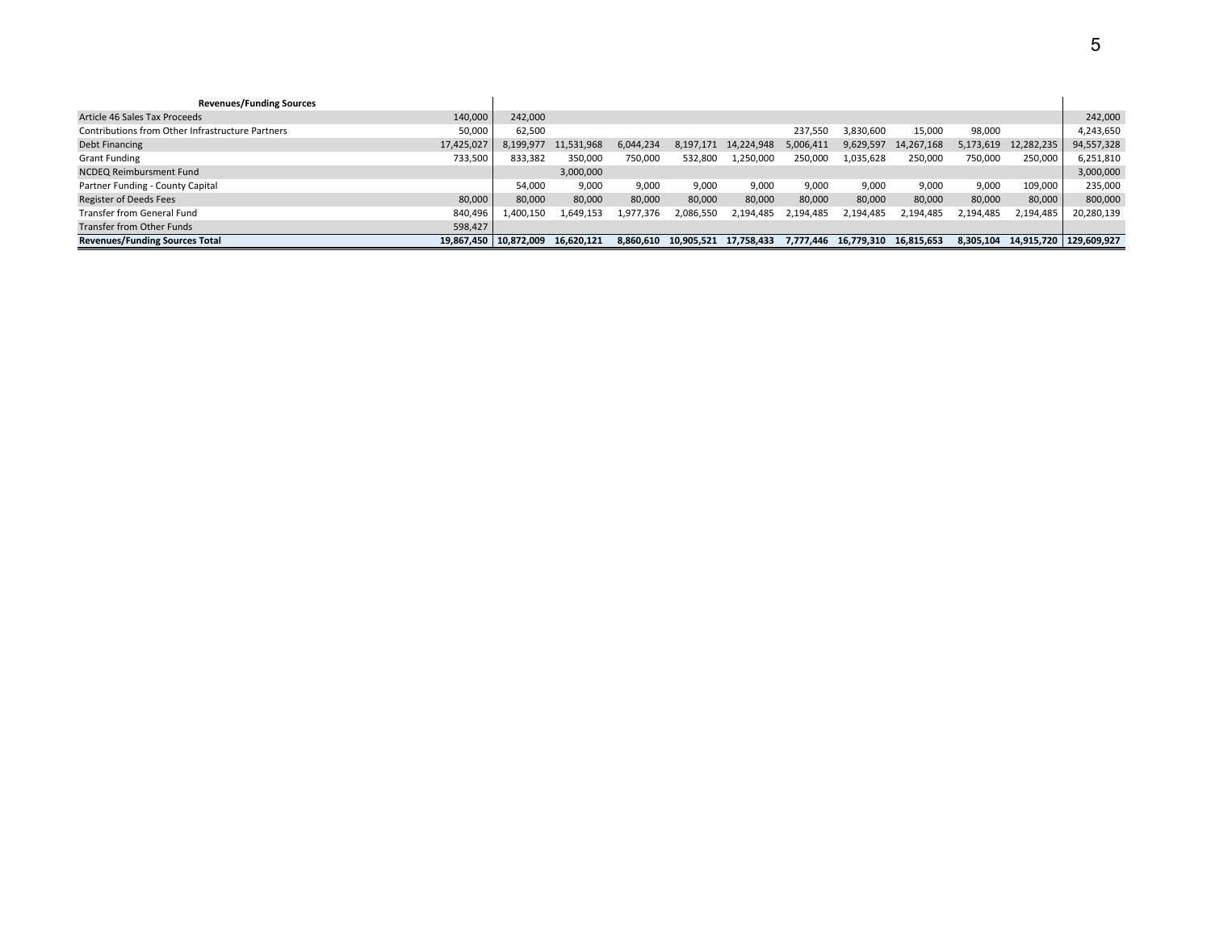| **Revenues/Funding Sources** | | | | | | | | | | | | |
|---|---|---|---|---|---|---|---|---|---|---|---|---|
| Article 46 Sales Tax Proceeds | 140,000 | 242,000 | | | | | | | | | | 242,000 |
| Contributions from Other Infrastructure Partners | 50,000 | 62,500 | | | | | 237,550 | 3,830,600 | 15,000 | 98,000 | | 4,243,650 |
| Debt Financing | 17,425,027 | 8,199,977 | 11,531,968 | 6,044,234 | 8,197,171 | 14,224,948 | 5,006,411 | 9,629,597 | 14,267,168 | 5,173,619 | 12,282,235 | 94,557,328 |
| Grant Funding | 733,500 | 833,382 | 350,000 | 750,000 | 532,800 | 1,250,000 | 250,000 | 1,035,628 | 250,000 | 750,000 | 250,000 | 6,251,810 |
| NCDEQ Reimbursment Fund | | | 3,000,000 | | | | | | | | | 3,000,000 |
| Partner Funding - County Capital | | 54,000 | 9,000 | 9,000 | 9,000 | 9,000 | 9,000 | 9,000 | 9,000 | 9,000 | 109,000 | 235,000 |
| Register of Deeds Fees | 80,000 | 80,000 | 80,000 | 80,000 | 80,000 | 80,000 | 80,000 | 80,000 | 80,000 | 80,000 | 80,000 | 800,000 |
| Transfer from General Fund | 840,496 | 1,400,150 | 1,649,153 | 1,977,376 | 2,086,550 | 2,194,485 | 2,194,485 | 2,194,485 | 2,194,485 | 2,194,485 | 2,194,485 | 20,280,139 |
| Transfer from Other Funds | 598,427 | | | | | | | | | | | |
| **Revenues/Funding Sources Total** | **19,867,450** | **10,872,009** | **16,620,121** | **8,860,610** | **10,905,521** | **17,758,433** | **7,777,446** | **16,779,310** | **16,815,653** | **8,305,104** | **14,915,720** | **129,609,927** |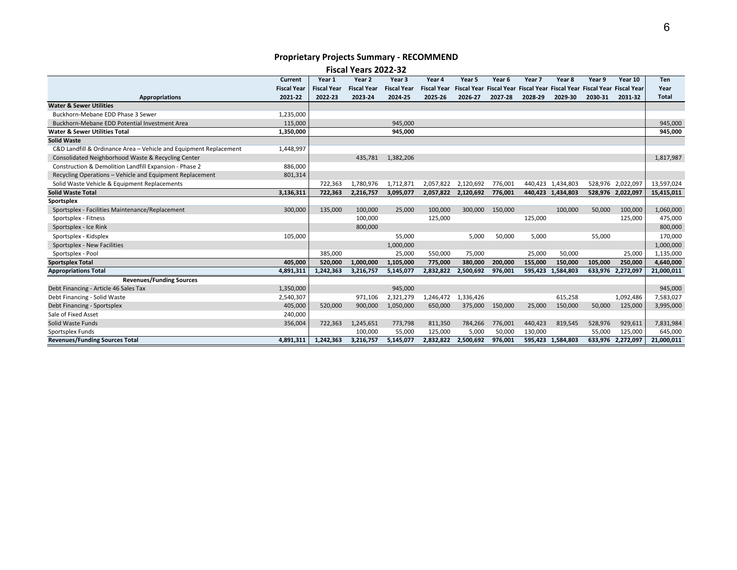## Proprietary Projects Summary - RECOMMEND

### Fiscal Years 2022-32

| Appropriations | Current Fiscal Year 2021-22 | Year 1 Fiscal Year 2022-23 | Year 2 Fiscal Year 2023-24 | Year 3 Fiscal Year 2024-25 | Year 4 Fiscal Year 2025-26 | Year 5 Fiscal Year 2026-27 | Year 6 Fiscal Year 2027-28 | Year 7 Fiscal Year 2028-29 | Year 8 Fiscal Year 2029-30 | Year 9 Fiscal Year 2030-31 | Year 10 Fiscal Year 2031-32 | Ten Year Total |
|---|---|---|---|---|---|---|---|---|---|---|---|---|
| **Water & Sewer Utilities** | | | | | | | | | | | | |
| Buckhorn-Mebane EDD Phase 3 Sewer | 1,235,000 | | | | | | | | | | | |
| Buckhorn-Mebane EDD Potential Investment Area | 115,000 | | | 945,000 | | | | | | | | 945,000 |
| **Water & Sewer Utilities Total** | **1,350,000** | | | **945,000** | | | | | | | | **945,000** |
| **Solid Waste** | | | | | | | | | | | | |
| C&D Landfill & Ordinance Area – Vehicle and Equipment Replacement | 1,448,997 | | | | | | | | | | | |
| Consolidated Neighborhood Waste & Recycling Center | | | 435,781 | 1,382,206 | | | | | | | | 1,817,987 |
| Construction & Demolition Landfill Expansion - Phase 2 | 886,000 | | | | | | | | | | | |
| Recycling Operations – Vehicle and Equipment Replacement | 801,314 | | | | | | | | | | | |
| Solid Waste Vehicle & Equipment Replacements | | 722,363 | 1,780,976 | 1,712,871 | 2,057,822 | 2,120,692 | 776,001 | 440,423 | 1,434,803 | 528,976 | 2,022,097 | 13,597,024 |
| **Solid Waste Total** | **3,136,311** | **722,363** | **2,216,757** | **3,095,077** | **2,057,822** | **2,120,692** | **776,001** | **440,423** | **1,434,803** | **528,976** | **2,022,097** | **15,415,011** |
| **Sportsplex** | | | | | | | | | | | | |
| Sportsplex - Facilities Maintenance/Replacement | 300,000 | 135,000 | 100,000 | 25,000 | 100,000 | 300,000 | 150,000 | | 100,000 | 50,000 | 100,000 | 1,060,000 |
| Sportsplex - Fitness | | | 100,000 | | 125,000 | | | 125,000 | | | 125,000 | 475,000 |
| Sportsplex - Ice Rink | | | 800,000 | | | | | | | | | 800,000 |
| Sportsplex - Kidsplex | 105,000 | | | 55,000 | | 5,000 | 50,000 | 5,000 | | 55,000 | | 170,000 |
| Sportsplex - New Facilities | | | | 1,000,000 | | | | | | | | 1,000,000 |
| Sportsplex - Pool | | 385,000 | | 25,000 | 550,000 | 75,000 | | 25,000 | 50,000 | | 25,000 | 1,135,000 |
| **Sportsplex Total** | **405,000** | **520,000** | **1,000,000** | **1,105,000** | **775,000** | **380,000** | **200,000** | **155,000** | **150,000** | **105,000** | **250,000** | **4,640,000** |
| **Appropriations Total** | **4,891,311** | **1,242,363** | **3,216,757** | **5,145,077** | **2,832,822** | **2,500,692** | **976,001** | **595,423** | **1,584,803** | **633,976** | **2,272,097** | **21,000,011** |
| **Revenues/Funding Sources** | | | | | | | | | | | | |
| Debt Financing - Article 46 Sales Tax | 1,350,000 | | | 945,000 | | | | | | | | 945,000 |
| Debt Financing - Solid Waste | 2,540,307 | | 971,106 | 2,321,279 | 1,246,472 | 1,336,426 | | | 615,258 | | 1,092,486 | 7,583,027 |
| Debt Financing - Sportsplex | 405,000 | 520,000 | 900,000 | 1,050,000 | 650,000 | 375,000 | 150,000 | 25,000 | 150,000 | 50,000 | 125,000 | 3,995,000 |
| Sale of Fixed Asset | 240,000 | | | | | | | | | | | |
| Solid Waste Funds | 356,004 | 722,363 | 1,245,651 | 773,798 | 811,350 | 784,266 | 776,001 | 440,423 | 819,545 | 528,976 | 929,611 | 7,831,984 |
| Sportsplex Funds | | | 100,000 | 55,000 | 125,000 | 5,000 | 50,000 | 130,000 | | 55,000 | 125,000 | 645,000 |
| **Revenues/Funding Sources Total** | **4,891,311** | **1,242,363** | **3,216,757** | **5,145,077** | **2,832,822** | **2,500,692** | **976,001** | **595,423** | **1,584,803** | **633,976** | **2,272,097** | **21,000,011** |